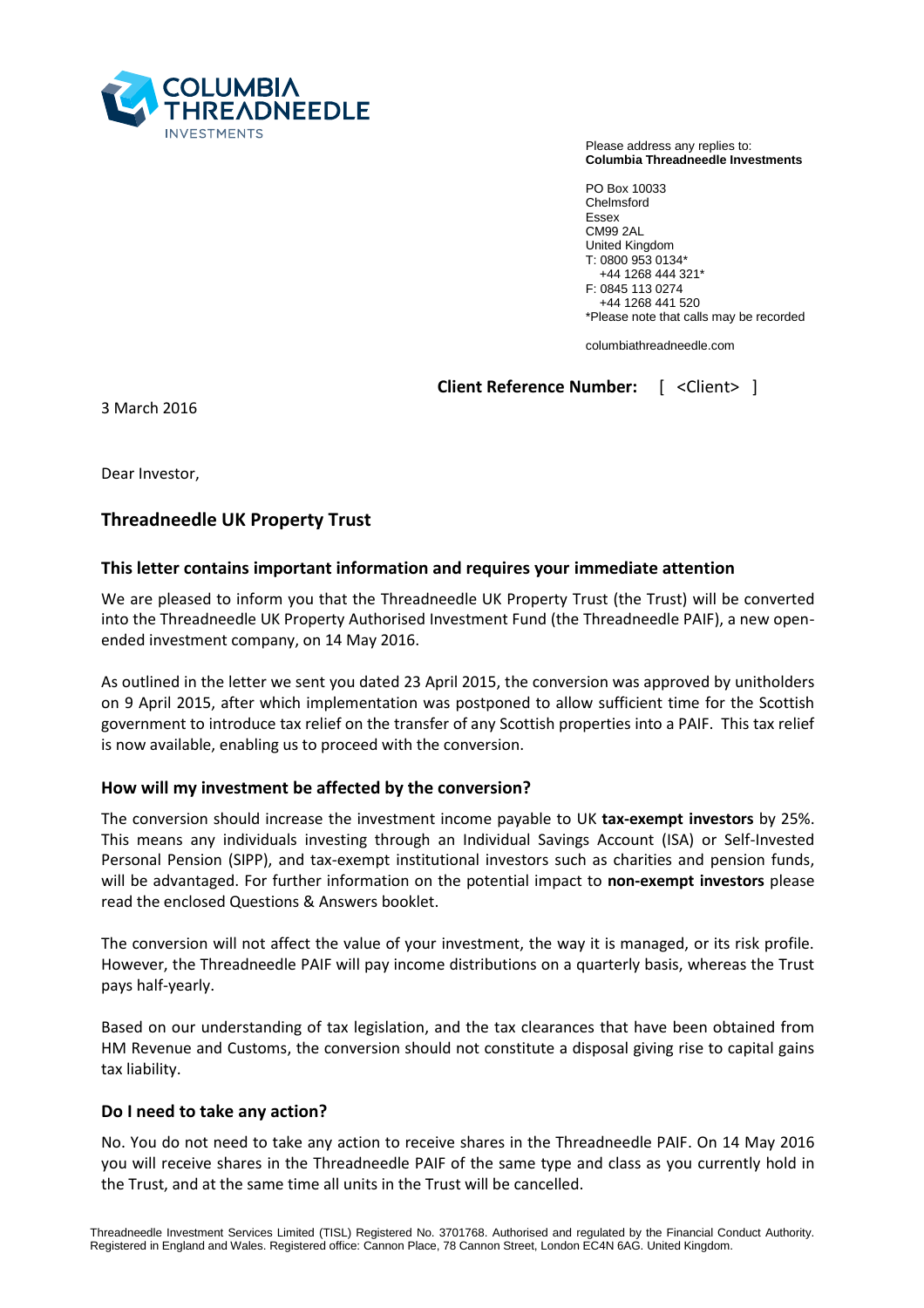Please address any replies to:
**Columbia Threadneedle Investments**

PO Box 10033
Chelmsford
Essex
CM99 2AL
United Kingdom
T: 0800 953 0134*
+44 1268 444 321*
F: 0845 113 0274
+44 1268 441 520
*Please note that calls may be recorded

columbiathreadneedle.com

**Client Reference Number:** [ <Client> ]

3 March 2016

Dear Investor,

## Threadneedle UK Property Trust

### This letter contains important information and requires your immediate attention

We are pleased to inform you that the Threadneedle UK Property Trust (the Trust) will be converted into the Threadneedle UK Property Authorised Investment Fund (the Threadneedle PAIF), a new open-ended investment company, on 14 May 2016.

As outlined in the letter we sent you dated 23 April 2015, the conversion was approved by unitholders on 9 April 2015, after which implementation was postponed to allow sufficient time for the Scottish government to introduce tax relief on the transfer of any Scottish properties into a PAIF. This tax relief is now available, enabling us to proceed with the conversion.

### How will my investment be affected by the conversion?

The conversion should increase the investment income payable to UK **tax-exempt investors** by 25%. This means any individuals investing through an Individual Savings Account (ISA) or Self-Invested Personal Pension (SIPP), and tax-exempt institutional investors such as charities and pension funds, will be advantaged. For further information on the potential impact to **non-exempt investors** please read the enclosed Questions & Answers booklet.

The conversion will not affect the value of your investment, the way it is managed, or its risk profile. However, the Threadneedle PAIF will pay income distributions on a quarterly basis, whereas the Trust pays half-yearly.

Based on our understanding of tax legislation, and the tax clearances that have been obtained from HM Revenue and Customs, the conversion should not constitute a disposal giving rise to capital gains tax liability.

### Do I need to take any action?

No. You do not need to take any action to receive shares in the Threadneedle PAIF. On 14 May 2016 you will receive shares in the Threadneedle PAIF of the same type and class as you currently hold in the Trust, and at the same time all units in the Trust will be cancelled.

Threadneedle Investment Services Limited (TISL) Registered No. 3701768. Authorised and regulated by the Financial Conduct Authority. Registered in England and Wales. Registered office: Cannon Place, 78 Cannon Street, London EC4N 6AG. United Kingdom.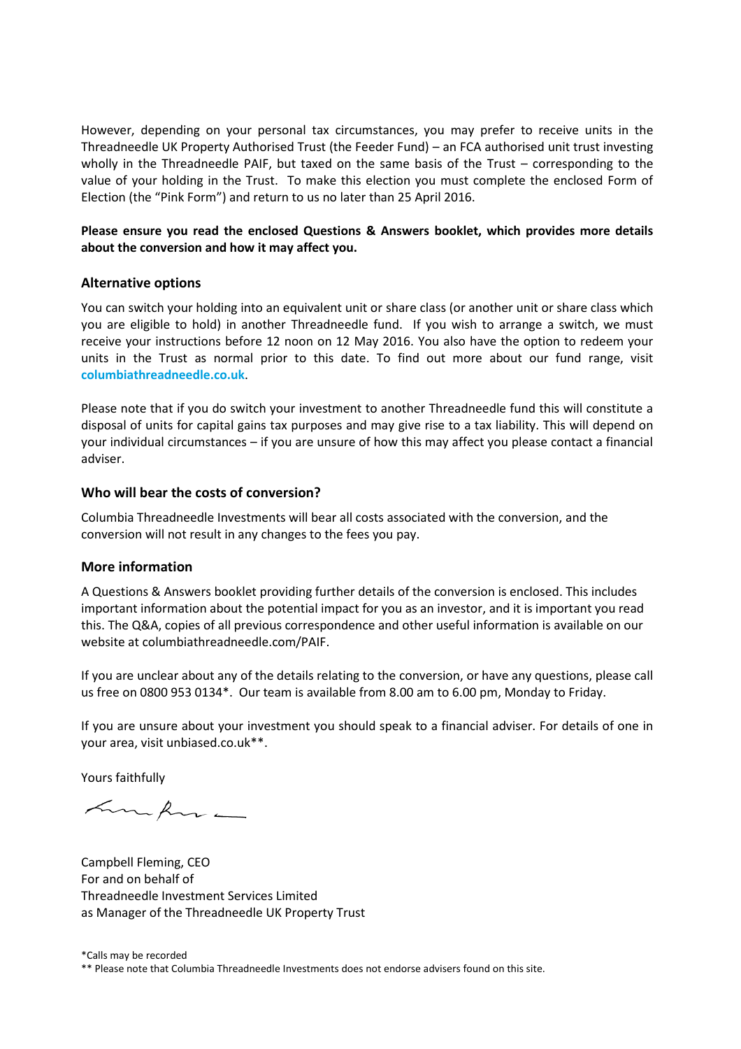However, depending on your personal tax circumstances, you may prefer to receive units in the Threadneedle UK Property Authorised Trust (the Feeder Fund) – an FCA authorised unit trust investing wholly in the Threadneedle PAIF, but taxed on the same basis of the Trust – corresponding to the value of your holding in the Trust. To make this election you must complete the enclosed Form of Election (the "Pink Form") and return to us no later than 25 April 2016.

**Please ensure you read the enclosed Questions & Answers booklet, which provides more details about the conversion and how it may affect you.**

### Alternative options

You can switch your holding into an equivalent unit or share class (or another unit or share class which you are eligible to hold) in another Threadneedle fund. If you wish to arrange a switch, we must receive your instructions before 12 noon on 12 May 2016. You also have the option to redeem your units in the Trust as normal prior to this date. To find out more about our fund range, visit columbiathreadneedle.co.uk.

Please note that if you do switch your investment to another Threadneedle fund this will constitute a disposal of units for capital gains tax purposes and may give rise to a tax liability. This will depend on your individual circumstances – if you are unsure of how this may affect you please contact a financial adviser.

### Who will bear the costs of conversion?

Columbia Threadneedle Investments will bear all costs associated with the conversion, and the conversion will not result in any changes to the fees you pay.

### More information

A Questions & Answers booklet providing further details of the conversion is enclosed. This includes important information about the potential impact for you as an investor, and it is important you read this. The Q&A, copies of all previous correspondence and other useful information is available on our website at columbiathreadneedle.com/PAIF.

If you are unclear about any of the details relating to the conversion, or have any questions, please call us free on 0800 953 0134*. Our team is available from 8.00 am to 6.00 pm, Monday to Friday.

If you are unsure about your investment you should speak to a financial adviser. For details of one in your area, visit unbiased.co.uk**.

Yours faithfully

Campbell Fleming, CEO
For and on behalf of
Threadneedle Investment Services Limited
as Manager of the Threadneedle UK Property Trust

*Calls may be recorded
** Please note that Columbia Threadneedle Investments does not endorse advisers found on this site.